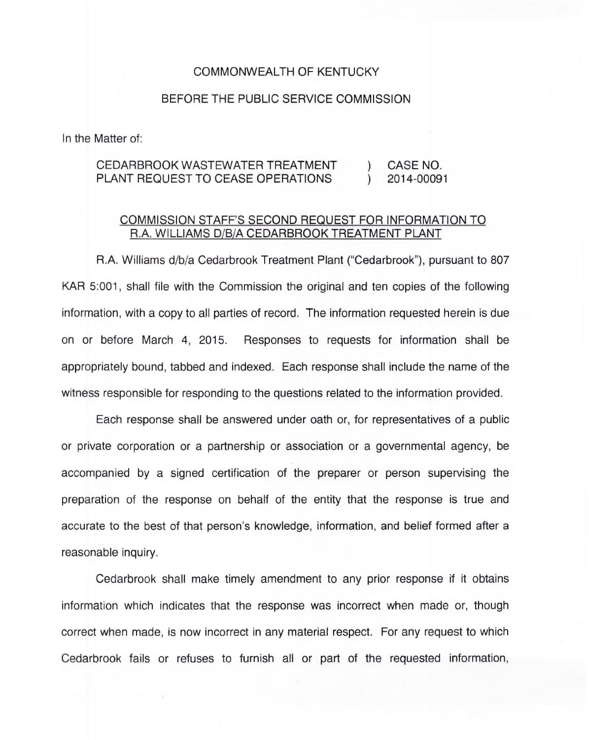COMMONWEALTH OF KENTUCKY

BEFORE THE PUBLIC SERVICE COMMISSION

In the Matter of:

| | | |
|---|---|---|
| CEDARBROOK WASTEWATER TREATMENT PLANT REQUEST TO CEASE OPERATIONS | ) ) | CASE NO. 2014-00091 |

COMMISSION STAFF'S SECOND REQUEST FOR INFORMATION TO R.A. WILLIAMS D/B/A CEDARBROOK TREATMENT PLANT

R.A. Williams d/b/a Cedarbrook Treatment Plant ("Cedarbrook"), pursuant to 807 KAR 5:001, shall file with the Commission the original and ten copies of the following information, with a copy to all parties of record. The information requested herein is due on or before March 4, 2015. Responses to requests for information shall be appropriately bound, tabbed and indexed. Each response shall include the name of the witness responsible for responding to the questions related to the information provided.

Each response shall be answered under oath or, for representatives of a public or private corporation or a partnership or association or a governmental agency, be accompanied by a signed certification of the preparer or person supervising the preparation of the response on behalf of the entity that the response is true and accurate to the best of that person's knowledge, information, and belief formed after a reasonable inquiry.

Cedarbrook shall make timely amendment to any prior response if it obtains information which indicates that the response was incorrect when made or, though correct when made, is now incorrect in any material respect. For any request to which Cedarbrook fails or refuses to furnish all or part of the requested information,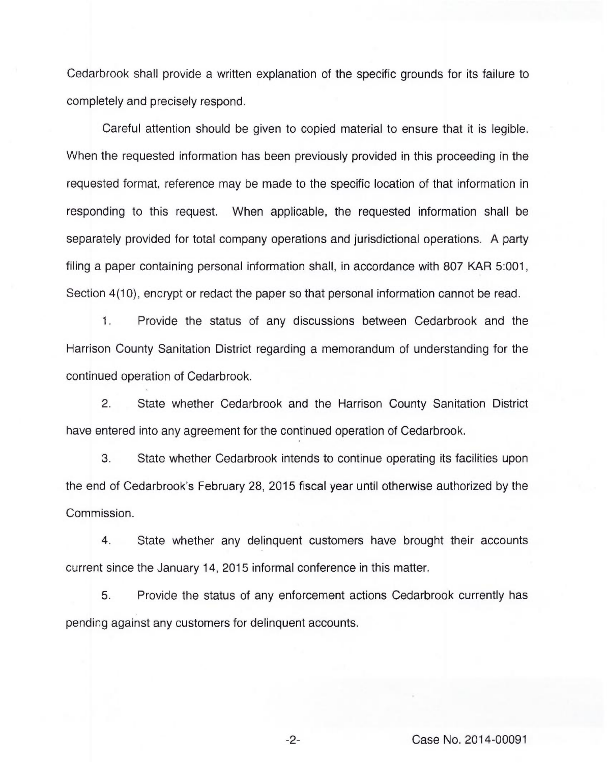Cedarbrook shall provide a written explanation of the specific grounds for its failure to completely and precisely respond.

Careful attention should be given to copied material to ensure that it is legible. When the requested information has been previously provided in this proceeding in the requested format, reference may be made to the specific location of that information in responding to this request. When applicable, the requested information shall be separately provided for total company operations and jurisdictional operations. A party filing a paper containing personal information shall, in accordance with 807 KAR 5:001, Section 4(10), encrypt or redact the paper so that personal information cannot be read.

1. Provide the status of any discussions between Cedarbrook and the Harrison County Sanitation District regarding a memorandum of understanding for the continued operation of Cedarbrook.

2. State whether Cedarbrook and the Harrison County Sanitation District have entered into any agreement for the continued operation of Cedarbrook.

3. State whether Cedarbrook intends to continue operating its facilities upon the end of Cedarbrook's February 28, 2015 fiscal year until otherwise authorized by the Commission.

4. State whether any delinquent customers have brought their accounts current since the January 14, 2015 informal conference in this matter.

5. Provide the status of any enforcement actions Cedarbrook currently has pending against any customers for delinquent accounts.

Case No. 2014-00091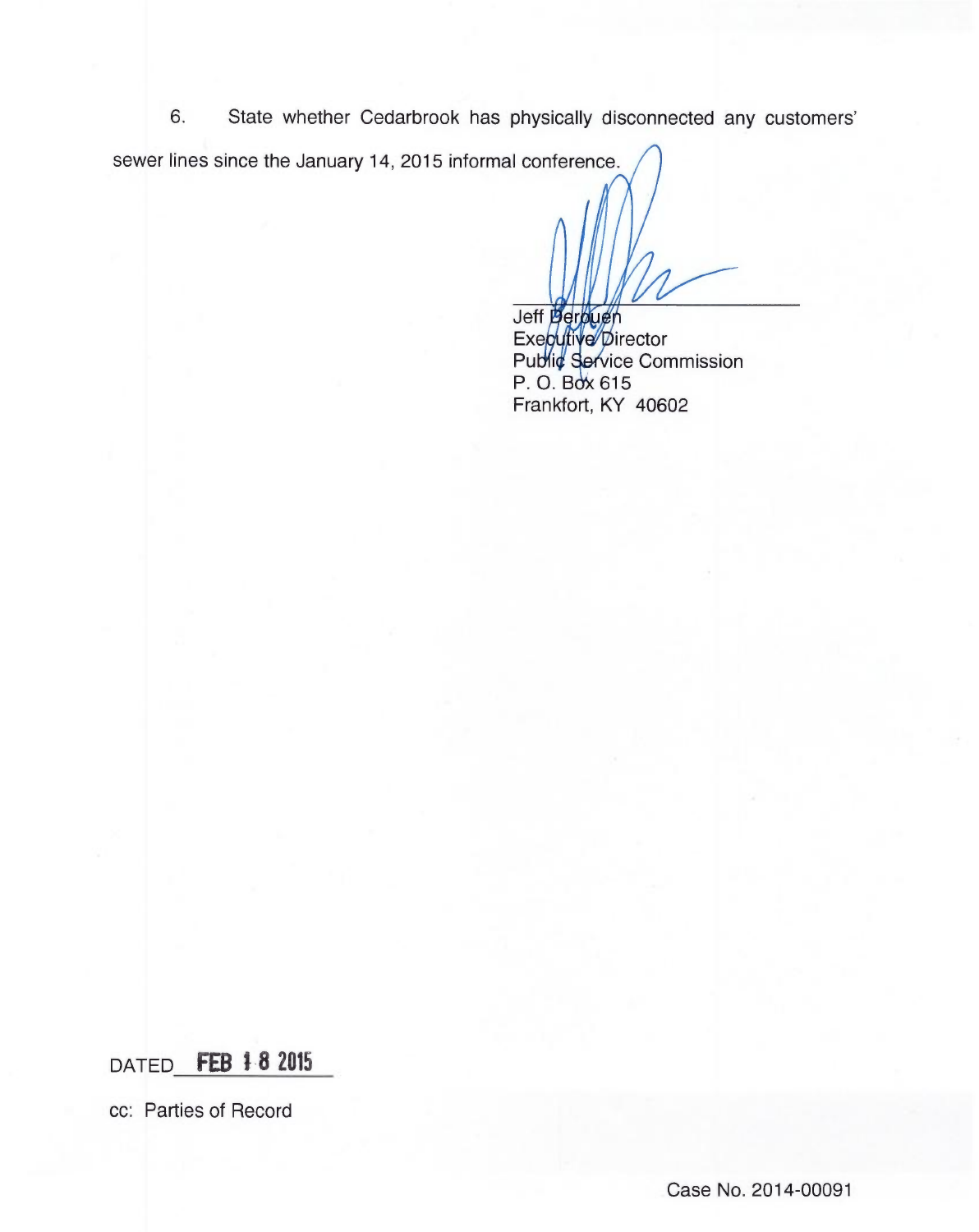6. State whether Cedarbrook has physically disconnected any customers' sewer lines since the January 14, 2015 informal conference.

Jeff Derouen
Executive Director
Public Service Commission
P. O. Box 615
Frankfort, KY 40602

DATED **FEB 18 2015**

cc: Parties of Record

Case No. 2014-00091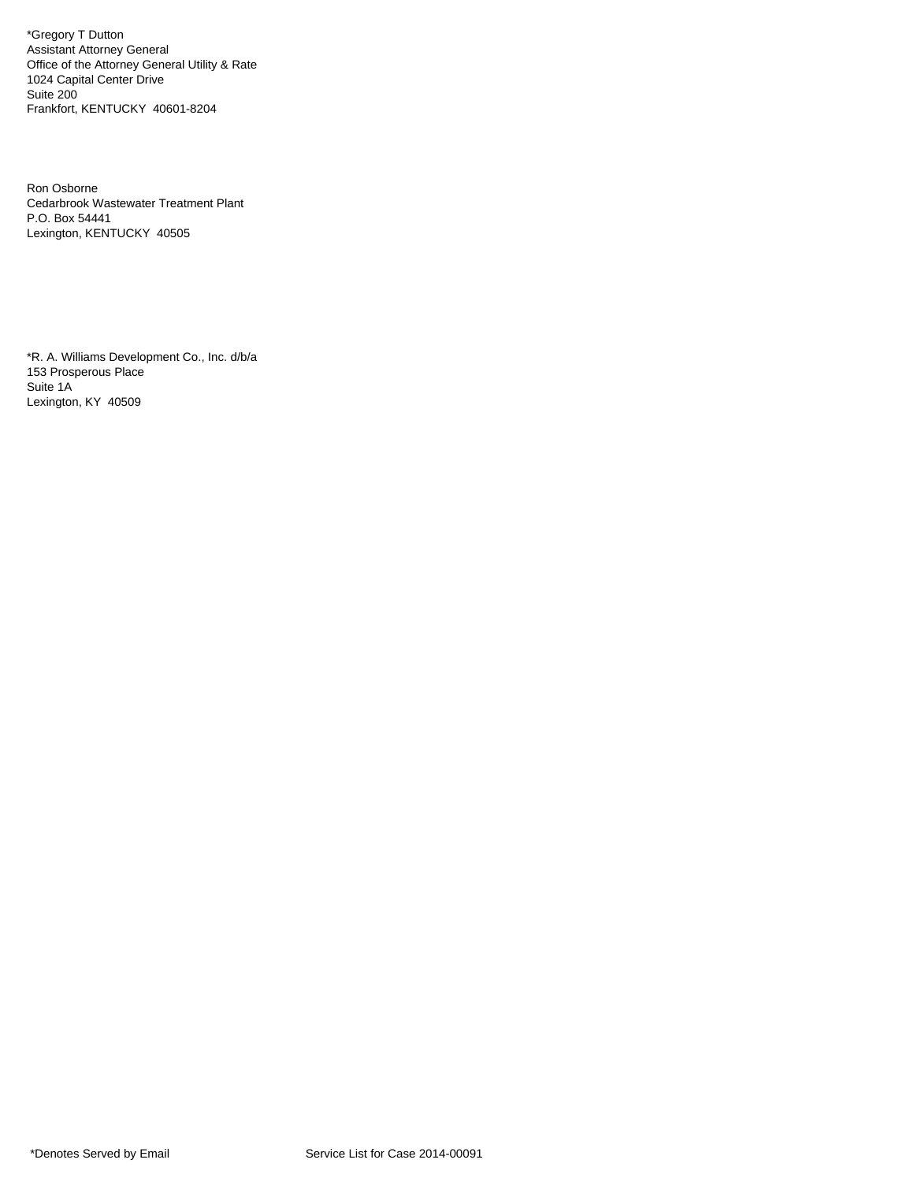*Gregory T Dutton
Assistant Attorney General
Office of the Attorney General Utility & Rate
1024 Capital Center Drive
Suite 200
Frankfort, KENTUCKY  40601-8204

Ron Osborne
Cedarbrook Wastewater Treatment Plant
P.O. Box 54441
Lexington, KENTUCKY  40505

*R. A. Williams Development Co., Inc. d/b/a
153 Prosperous Place
Suite 1A
Lexington, KY  40509

*Denotes Served by Email

Service List for Case 2014-00091